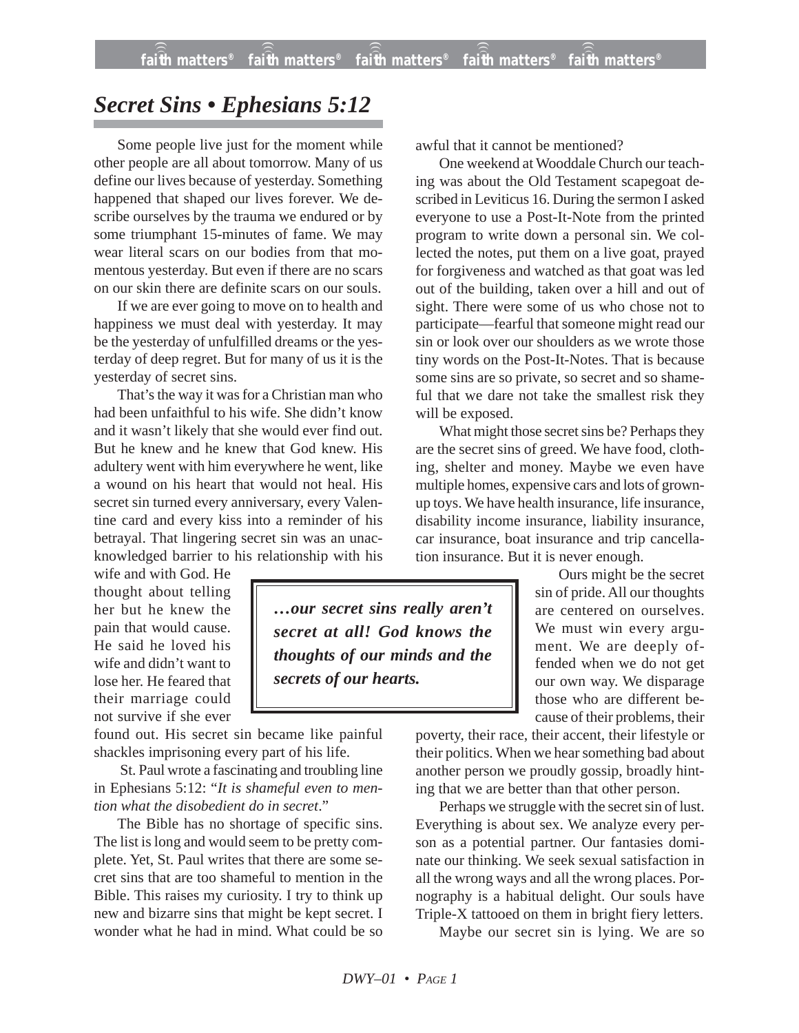# Secret Sins • Ephesians 5:12

Some people live just for the moment while other people are all about tomorrow. Many of us define our lives because of yesterday. Something happened that shaped our lives forever. We describe ourselves by the trauma we endured or by some triumphant 15-minutes of fame. We may wear literal scars on our bodies from that momentous yesterday. But even if there are no scars on our skin there are definite scars on our souls.

If we are ever going to move on to health and happiness we must deal with yesterday. It may be the yesterday of unfulfilled dreams or the yesterday of deep regret. But for many of us it is the yesterday of secret sins.

That's the way it was for a Christian man who had been unfaithful to his wife. She didn't know and it wasn't likely that she would ever find out. But he knew and he knew that God knew. His adultery went with him everywhere he went, like a wound on his heart that would not heal. His secret sin turned every anniversary, every Valentine card and every kiss into a reminder of his betrayal. That lingering secret sin was an unacknowledged barrier to his relationship with his wife and with God. He thought about telling her but he knew the pain that would cause. He said he loved his wife and didn't want to lose her. He feared that their marriage could not survive if she ever found out. His secret sin became like painful shackles imprisoning every part of his life.

> ***…our secret sins really aren't secret at all! God knows the thoughts of our minds and the secrets of our hearts.***

St. Paul wrote a fascinating and troubling line in Ephesians 5:12: "*It is shameful even to mention what the disobedient do in secret*."

The Bible has no shortage of specific sins. The list is long and would seem to be pretty complete. Yet, St. Paul writes that there are some secret sins that are too shameful to mention in the Bible. This raises my curiosity. I try to think up new and bizarre sins that might be kept secret. I wonder what he had in mind. What could be so awful that it cannot be mentioned?

One weekend at Wooddale Church our teaching was about the Old Testament scapegoat described in Leviticus 16. During the sermon I asked everyone to use a Post-It-Note from the printed program to write down a personal sin. We collected the notes, put them on a live goat, prayed for forgiveness and watched as that goat was led out of the building, taken over a hill and out of sight. There were some of us who chose not to participate—fearful that someone might read our sin or look over our shoulders as we wrote those tiny words on the Post-It-Notes. That is because some sins are so private, so secret and so shameful that we dare not take the smallest risk they will be exposed.

What might those secret sins be? Perhaps they are the secret sins of greed. We have food, clothing, shelter and money. Maybe we even have multiple homes, expensive cars and lots of grown-up toys. We have health insurance, life insurance, disability income insurance, liability insurance, car insurance, boat insurance and trip cancellation insurance. But it is never enough.

Ours might be the secret sin of pride. All our thoughts are centered on ourselves. We must win every argument. We are deeply offended when we do not get our own way. We disparage those who are different because of their problems, their poverty, their race, their accent, their lifestyle or their politics. When we hear something bad about another person we proudly gossip, broadly hinting that we are better than that other person.

Perhaps we struggle with the secret sin of lust. Everything is about sex. We analyze every person as a potential partner. Our fantasies dominate our thinking. We seek sexual satisfaction in all the wrong ways and all the wrong places. Pornography is a habitual delight. Our souls have Triple-X tattooed on them in bright fiery letters.

Maybe our secret sin is lying. We are so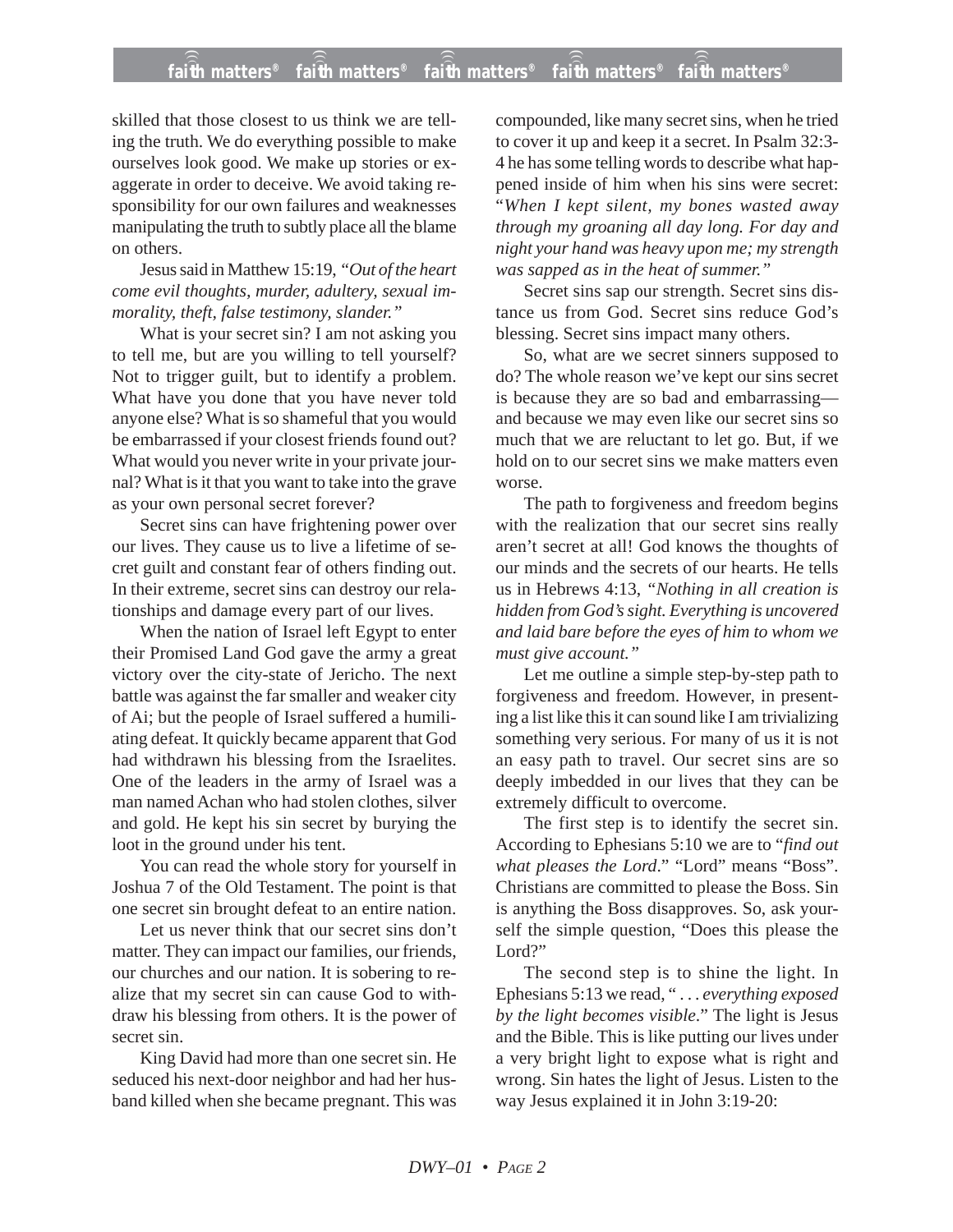skilled that those closest to us think we are telling the truth. We do everything possible to make ourselves look good. We make up stories or exaggerate in order to deceive. We avoid taking responsibility for our own failures and weaknesses manipulating the truth to subtly place all the blame on others.

Jesus said in Matthew 15:19, *"Out of the heart come evil thoughts, murder, adultery, sexual immorality, theft, false testimony, slander."*

What is your secret sin? I am not asking you to tell me, but are you willing to tell yourself? Not to trigger guilt, but to identify a problem. What have you done that you have never told anyone else? What is so shameful that you would be embarrassed if your closest friends found out? What would you never write in your private journal? What is it that you want to take into the grave as your own personal secret forever?

Secret sins can have frightening power over our lives. They cause us to live a lifetime of secret guilt and constant fear of others finding out. In their extreme, secret sins can destroy our relationships and damage every part of our lives.

When the nation of Israel left Egypt to enter their Promised Land God gave the army a great victory over the city-state of Jericho. The next battle was against the far smaller and weaker city of Ai; but the people of Israel suffered a humiliating defeat. It quickly became apparent that God had withdrawn his blessing from the Israelites. One of the leaders in the army of Israel was a man named Achan who had stolen clothes, silver and gold. He kept his sin secret by burying the loot in the ground under his tent.

You can read the whole story for yourself in Joshua 7 of the Old Testament. The point is that one secret sin brought defeat to an entire nation.

Let us never think that our secret sins don't matter. They can impact our families, our friends, our churches and our nation. It is sobering to realize that my secret sin can cause God to withdraw his blessing from others. It is the power of secret sin.

King David had more than one secret sin. He seduced his next-door neighbor and had her husband killed when she became pregnant. This was compounded, like many secret sins, when he tried to cover it up and keep it a secret. In Psalm 32:3-4 he has some telling words to describe what happened inside of him when his sins were secret: "*When I kept silent, my bones wasted away through my groaning all day long. For day and night your hand was heavy upon me; my strength was sapped as in the heat of summer."*

Secret sins sap our strength. Secret sins distance us from God. Secret sins reduce God's blessing. Secret sins impact many others.

So, what are we secret sinners supposed to do? The whole reason we've kept our sins secret is because they are so bad and embarrassing—and because we may even like our secret sins so much that we are reluctant to let go. But, if we hold on to our secret sins we make matters even worse.

The path to forgiveness and freedom begins with the realization that our secret sins really aren't secret at all! God knows the thoughts of our minds and the secrets of our hearts. He tells us in Hebrews 4:13, *"Nothing in all creation is hidden from God's sight. Everything is uncovered and laid bare before the eyes of him to whom we must give account."*

Let me outline a simple step-by-step path to forgiveness and freedom. However, in presenting a list like this it can sound like I am trivializing something very serious. For many of us it is not an easy path to travel. Our secret sins are so deeply imbedded in our lives that they can be extremely difficult to overcome.

The first step is to identify the secret sin. According to Ephesians 5:10 we are to "*find out what pleases the Lord*." "Lord" means "Boss". Christians are committed to please the Boss. Sin is anything the Boss disapproves. So, ask yourself the simple question, "Does this please the Lord?"

The second step is to shine the light. In Ephesians 5:13 we read, "*. . . everything exposed by the light becomes visible*." The light is Jesus and the Bible. This is like putting our lives under a very bright light to expose what is right and wrong. Sin hates the light of Jesus. Listen to the way Jesus explained it in John 3:19-20: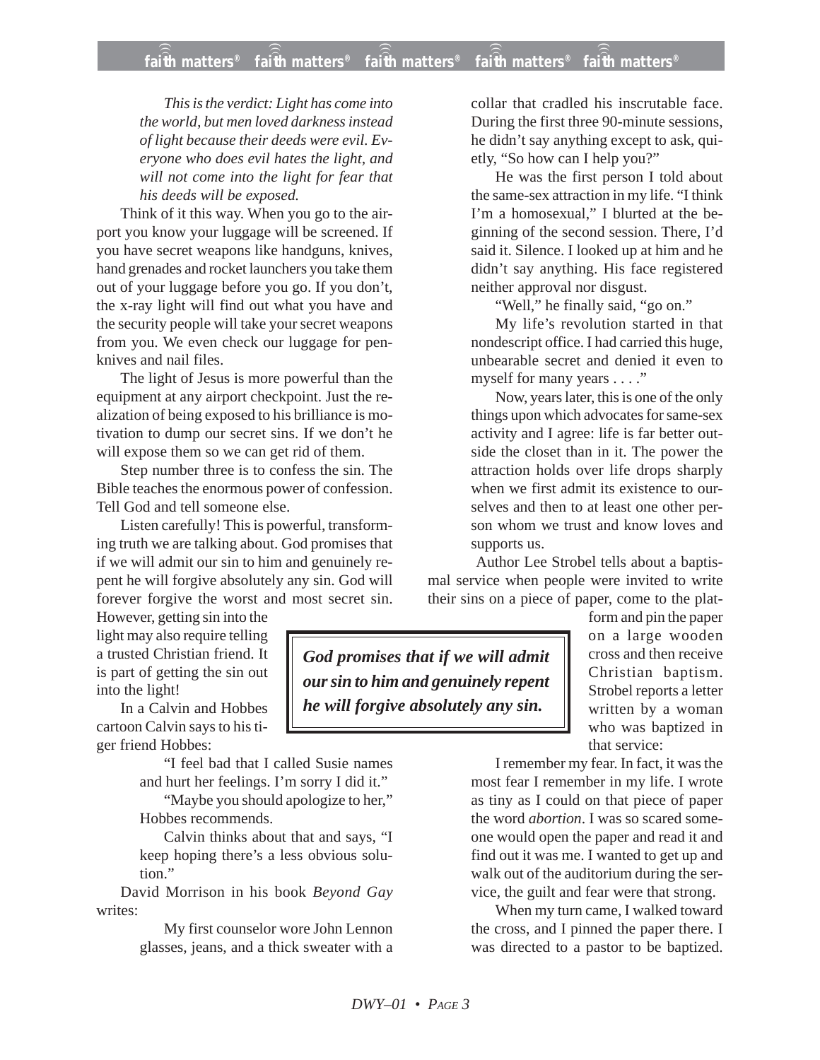*This is the verdict: Light has come into the world, but men loved darkness instead of light because their deeds were evil. Everyone who does evil hates the light, and will not come into the light for fear that his deeds will be exposed.*

Think of it this way. When you go to the airport you know your luggage will be screened. If you have secret weapons like handguns, knives, hand grenades and rocket launchers you take them out of your luggage before you go. If you don't, the x-ray light will find out what you have and the security people will take your secret weapons from you. We even check our luggage for penknives and nail files.

The light of Jesus is more powerful than the equipment at any airport checkpoint. Just the realization of being exposed to his brilliance is motivation to dump our secret sins. If we don't he will expose them so we can get rid of them.

Step number three is to confess the sin. The Bible teaches the enormous power of confession. Tell God and tell someone else.

Listen carefully! This is powerful, transforming truth we are talking about. God promises that if we will admit our sin to him and genuinely repent he will forgive absolutely any sin. God will forever forgive the worst and most secret sin. However, getting sin into the light may also require telling a trusted Christian friend. It is part of getting the sin out into the light!

In a Calvin and Hobbes cartoon Calvin says to his tiger friend Hobbes:

> "I feel bad that I called Susie names and hurt her feelings. I'm sorry I did it."
>
> "Maybe you should apologize to her," Hobbes recommends.
>
> Calvin thinks about that and says, "I keep hoping there's a less obvious solution."

David Morrison in his book *Beyond Gay* writes:

> My first counselor wore John Lennon glasses, jeans, and a thick sweater with a collar that cradled his inscrutable face. During the first three 90-minute sessions, he didn't say anything except to ask, quietly, "So how can I help you?"
>
> He was the first person I told about the same-sex attraction in my life. "I think I'm a homosexual," I blurted at the beginning of the second session. There, I'd said it. Silence. I looked up at him and he didn't say anything. His face registered neither approval nor disgust.
>
> "Well," he finally said, "go on."
>
> My life's revolution started in that nondescript office. I had carried this huge, unbearable secret and denied it even to myself for many years . . . ."
>
> Now, years later, this is one of the only things upon which advocates for same-sex activity and I agree: life is far better outside the closet than in it. The power the attraction holds over life drops sharply when we first admit its existence to ourselves and then to at least one other person whom we trust and know loves and supports us.

Author Lee Strobel tells about a baptismal service when people were invited to write their sins on a piece of paper, come to the platform and pin the paper on a large wooden cross and then receive Christian baptism. Strobel reports a letter written by a woman who was baptized in that service:

***God promises that if we will admit our sin to him and genuinely repent he will forgive absolutely any sin.***

> I remember my fear. In fact, it was the most fear I remember in my life. I wrote as tiny as I could on that piece of paper the word *abortion*. I was so scared someone would open the paper and read it and find out it was me. I wanted to get up and walk out of the auditorium during the service, the guilt and fear were that strong.
>
> When my turn came, I walked toward the cross, and I pinned the paper there. I was directed to a pastor to be baptized.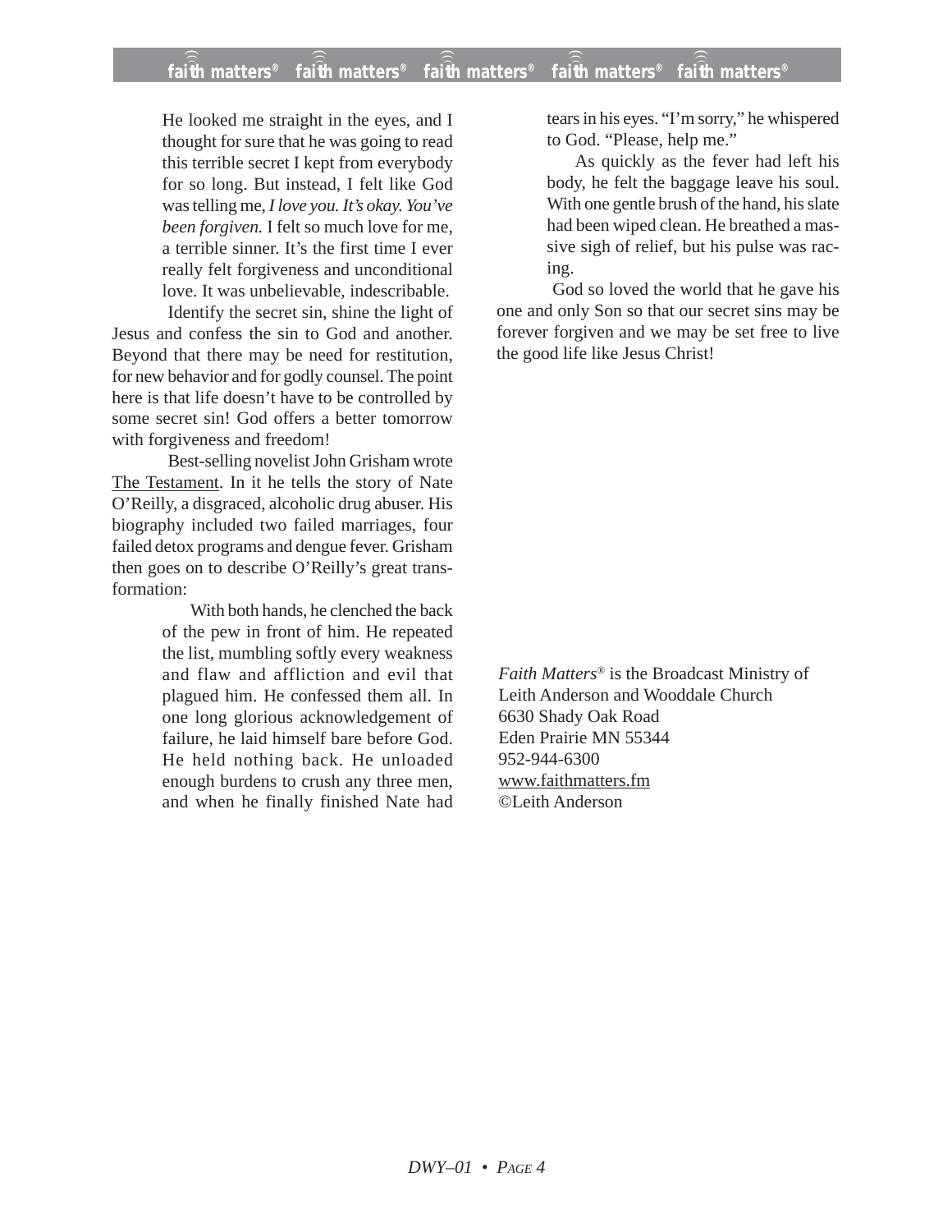> He looked me straight in the eyes, and I thought for sure that he was going to read this terrible secret I kept from everybody for so long. But instead, I felt like God was telling me, *I love you. It's okay. You've been forgiven.* I felt so much love for me, a terrible sinner. It's the first time I ever really felt forgiveness and unconditional love. It was unbelievable, indescribable.

Identify the secret sin, shine the light of Jesus and confess the sin to God and another. Beyond that there may be need for restitution, for new behavior and for godly counsel. The point here is that life doesn't have to be controlled by some secret sin! God offers a better tomorrow with forgiveness and freedom!

Best-selling novelist John Grisham wrote The Testament. In it he tells the story of Nate O'Reilly, a disgraced, alcoholic drug abuser. His biography included two failed marriages, four failed detox programs and dengue fever. Grisham then goes on to describe O'Reilly's great transformation:

> With both hands, he clenched the back of the pew in front of him. He repeated the list, mumbling softly every weakness and flaw and affliction and evil that plagued him. He confessed them all. In one long glorious acknowledgement of failure, he laid himself bare before God. He held nothing back. He unloaded enough burdens to crush any three men, and when he finally finished Nate had tears in his eyes. "I'm sorry," he whispered to God. "Please, help me."
>
> As quickly as the fever had left his body, he felt the baggage leave his soul. With one gentle brush of the hand, his slate had been wiped clean. He breathed a massive sigh of relief, but his pulse was racing.

God so loved the world that he gave his one and only Son so that our secret sins may be forever forgiven and we may be set free to live the good life like Jesus Christ!

*Faith Matters*® is the Broadcast Ministry of
Leith Anderson and Wooddale Church
6630 Shady Oak Road
Eden Prairie MN 55344
952-944-6300
www.faithmatters.fm
©Leith Anderson